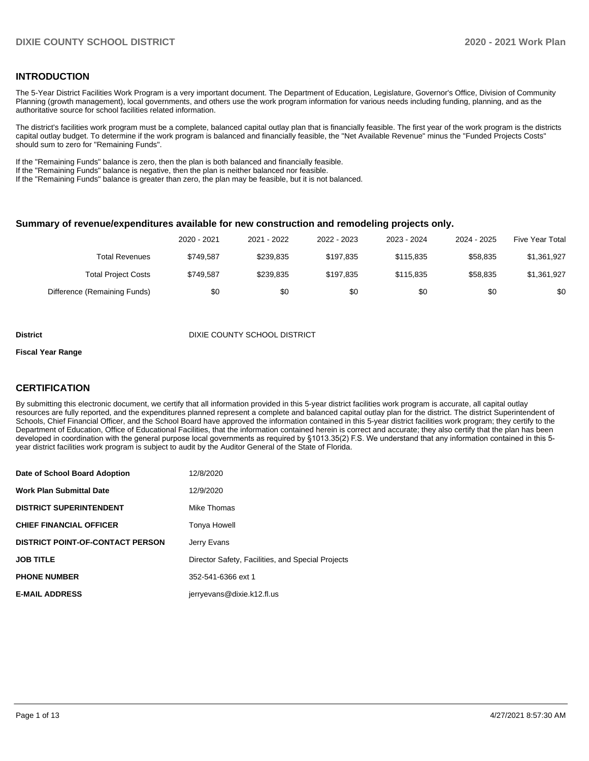## INTRODUCTION

The 5-Year District Facilities Work Program is a very important document. The Department of Education, Legislature, Governor's Office, Division of Community Planning (growth management), local governments, and others use the work program information for various needs including funding, planning, and as the authoritative source for school facilities related information.

The district's facilities work program must be a complete, balanced capital outlay plan that is financially feasible. The first year of the work program is the districts capital outlay budget. To determine if the work program is balanced and financially feasible, the "Net Available Revenue" minus the "Funded Projects Costs" should sum to zero for "Remaining Funds".

If the "Remaining Funds" balance is zero, then the plan is both balanced and financially feasible.
If the "Remaining Funds" balance is negative, then the plan is neither balanced nor feasible.
If the "Remaining Funds" balance is greater than zero, the plan may be feasible, but it is not balanced.

### Summary of revenue/expenditures available for new construction and remodeling projects only.

| | 2020 - 2021 | 2021 - 2022 | 2022 - 2023 | 2023 - 2024 | 2024 - 2025 | Five Year Total |
|---|---|---|---|---|---|---|
| Total Revenues | $749,587 | $239,835 | $197,835 | $115,835 | $58,835 | $1,361,927 |
| Total Project Costs | $749,587 | $239,835 | $197,835 | $115,835 | $58,835 | $1,361,927 |
| Difference (Remaining Funds) | $0 | $0 | $0 | $0 | $0 | $0 |

**District** DIXIE COUNTY SCHOOL DISTRICT

**Fiscal Year Range**

## CERTIFICATION

By submitting this electronic document, we certify that all information provided in this 5-year district facilities work program is accurate, all capital outlay resources are fully reported, and the expenditures planned represent a complete and balanced capital outlay plan for the district. The district Superintendent of Schools, Chief Financial Officer, and the School Board have approved the information contained in this 5-year district facilities work program; they certify to the Department of Education, Office of Educational Facilities, that the information contained herein is correct and accurate; they also certify that the plan has been developed in coordination with the general purpose local governments as required by §1013.35(2) F.S. We understand that any information contained in this 5-year district facilities work program is subject to audit by the Auditor General of the State of Florida.

| | |
|---|---|
| **Date of School Board Adoption** | 12/8/2020 |
| **Work Plan Submittal Date** | 12/9/2020 |
| **DISTRICT SUPERINTENDENT** | Mike Thomas |
| **CHIEF FINANCIAL OFFICER** | Tonya Howell |
| **DISTRICT POINT-OF-CONTACT PERSON** | Jerry Evans |
| **JOB TITLE** | Director Safety, Facilities, and Special Projects |
| **PHONE NUMBER** | 352-541-6366 ext 1 |
| **E-MAIL ADDRESS** | jerryevans@dixie.k12.fl.us |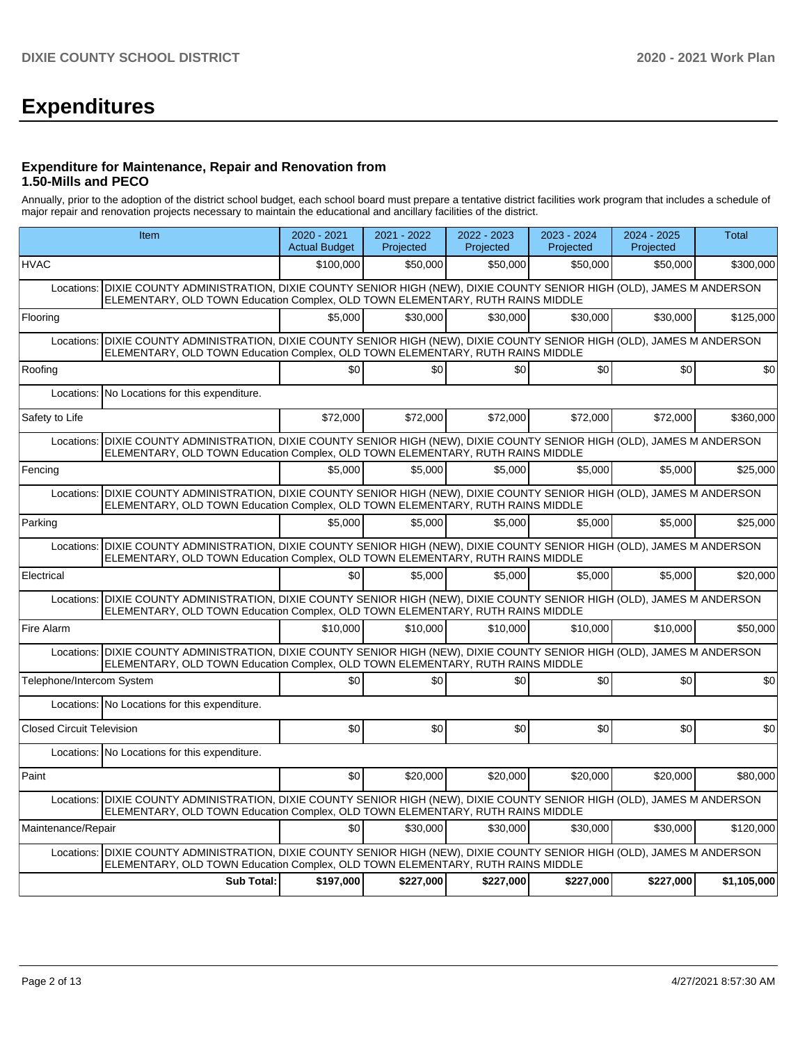# Expenditures

### Expenditure for Maintenance, Repair and Renovation from 1.50-Mills and PECO

Annually, prior to the adoption of the district school budget, each school board must prepare a tentative district facilities work program that includes a schedule of major repair and renovation projects necessary to maintain the educational and ancillary facilities of the district.

| Item | | 2020 - 2021 Actual Budget | 2021 - 2022 Projected | 2022 - 2023 Projected | 2023 - 2024 Projected | 2024 - 2025 Projected | Total |
|---|---|---|---|---|---|---|---|
| HVAC | | $100,000 | $50,000 | $50,000 | $50,000 | $50,000 | $300,000 |
| Locations: | DIXIE COUNTY ADMINISTRATION, DIXIE COUNTY SENIOR HIGH (NEW), DIXIE COUNTY SENIOR HIGH (OLD), JAMES M ANDERSON ELEMENTARY, OLD TOWN Education Complex, OLD TOWN ELEMENTARY, RUTH RAINS MIDDLE | | | | | | |
| Flooring | | $5,000 | $30,000 | $30,000 | $30,000 | $30,000 | $125,000 |
| Locations: | DIXIE COUNTY ADMINISTRATION, DIXIE COUNTY SENIOR HIGH (NEW), DIXIE COUNTY SENIOR HIGH (OLD), JAMES M ANDERSON ELEMENTARY, OLD TOWN Education Complex, OLD TOWN ELEMENTARY, RUTH RAINS MIDDLE | | | | | | |
| Roofing | | $0 | $0 | $0 | $0 | $0 | $0 |
| Locations: | No Locations for this expenditure. | | | | | | |
| Safety to Life | | $72,000 | $72,000 | $72,000 | $72,000 | $72,000 | $360,000 |
| Locations: | DIXIE COUNTY ADMINISTRATION, DIXIE COUNTY SENIOR HIGH (NEW), DIXIE COUNTY SENIOR HIGH (OLD), JAMES M ANDERSON ELEMENTARY, OLD TOWN Education Complex, OLD TOWN ELEMENTARY, RUTH RAINS MIDDLE | | | | | | |
| Fencing | | $5,000 | $5,000 | $5,000 | $5,000 | $5,000 | $25,000 |
| Locations: | DIXIE COUNTY ADMINISTRATION, DIXIE COUNTY SENIOR HIGH (NEW), DIXIE COUNTY SENIOR HIGH (OLD), JAMES M ANDERSON ELEMENTARY, OLD TOWN Education Complex, OLD TOWN ELEMENTARY, RUTH RAINS MIDDLE | | | | | | |
| Parking | | $5,000 | $5,000 | $5,000 | $5,000 | $5,000 | $25,000 |
| Locations: | DIXIE COUNTY ADMINISTRATION, DIXIE COUNTY SENIOR HIGH (NEW), DIXIE COUNTY SENIOR HIGH (OLD), JAMES M ANDERSON ELEMENTARY, OLD TOWN Education Complex, OLD TOWN ELEMENTARY, RUTH RAINS MIDDLE | | | | | | |
| Electrical | | $0 | $5,000 | $5,000 | $5,000 | $5,000 | $20,000 |
| Locations: | DIXIE COUNTY ADMINISTRATION, DIXIE COUNTY SENIOR HIGH (NEW), DIXIE COUNTY SENIOR HIGH (OLD), JAMES M ANDERSON ELEMENTARY, OLD TOWN Education Complex, OLD TOWN ELEMENTARY, RUTH RAINS MIDDLE | | | | | | |
| Fire Alarm | | $10,000 | $10,000 | $10,000 | $10,000 | $10,000 | $50,000 |
| Locations: | DIXIE COUNTY ADMINISTRATION, DIXIE COUNTY SENIOR HIGH (NEW), DIXIE COUNTY SENIOR HIGH (OLD), JAMES M ANDERSON ELEMENTARY, OLD TOWN Education Complex, OLD TOWN ELEMENTARY, RUTH RAINS MIDDLE | | | | | | |
| Telephone/Intercom System | | $0 | $0 | $0 | $0 | $0 | $0 |
| Locations: | No Locations for this expenditure. | | | | | | |
| Closed Circuit Television | | $0 | $0 | $0 | $0 | $0 | $0 |
| Locations: | No Locations for this expenditure. | | | | | | |
| Paint | | $0 | $20,000 | $20,000 | $20,000 | $20,000 | $80,000 |
| Locations: | DIXIE COUNTY ADMINISTRATION, DIXIE COUNTY SENIOR HIGH (NEW), DIXIE COUNTY SENIOR HIGH (OLD), JAMES M ANDERSON ELEMENTARY, OLD TOWN Education Complex, OLD TOWN ELEMENTARY, RUTH RAINS MIDDLE | | | | | | |
| Maintenance/Repair | | $0 | $30,000 | $30,000 | $30,000 | $30,000 | $120,000 |
| Locations: | DIXIE COUNTY ADMINISTRATION, DIXIE COUNTY SENIOR HIGH (NEW), DIXIE COUNTY SENIOR HIGH (OLD), JAMES M ANDERSON ELEMENTARY, OLD TOWN Education Complex, OLD TOWN ELEMENTARY, RUTH RAINS MIDDLE | | | | | | |
| | **Sub Total:** | **$197,000** | **$227,000** | **$227,000** | **$227,000** | **$227,000** | **$1,105,000** |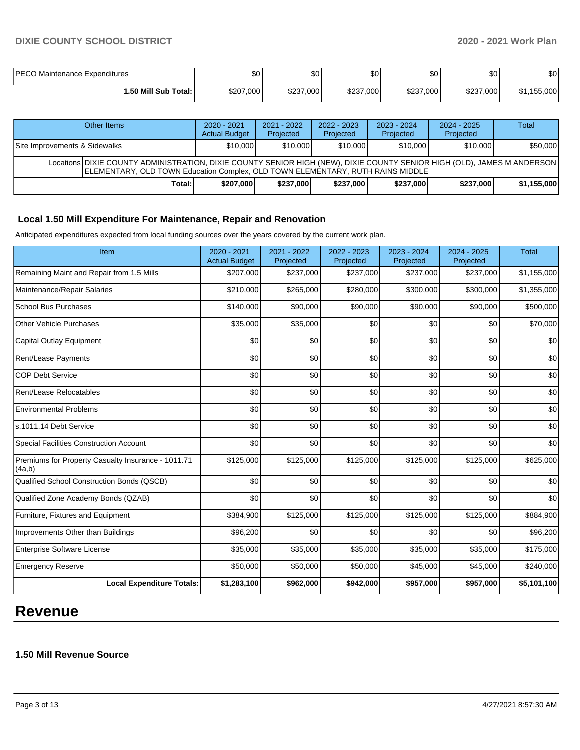| | | | | | | |
|---|---|---|---|---|---|---|
| PECO Maintenance Expenditures | $0 | $0 | $0 | $0 | $0 | $0 |
| **1.50 Mill Sub Total:** | $207,000 | $237,000 | $237,000 | $237,000 | $237,000 | $1,155,000 |

| Other Items | 2020 - 2021 Actual Budget | 2021 - 2022 Projected | 2022 - 2023 Projected | 2023 - 2024 Projected | 2024 - 2025 Projected | Total |
|---|---|---|---|---|---|---|
| Site Improvements & Sidewalks | $10,000 | $10,000 | $10,000 | $10,000 | $10,000 | $50,000 |
| Locations DIXIE COUNTY ADMINISTRATION, DIXIE COUNTY SENIOR HIGH (NEW), DIXIE COUNTY SENIOR HIGH (OLD), JAMES M ANDERSON ELEMENTARY, OLD TOWN Education Complex, OLD TOWN ELEMENTARY, RUTH RAINS MIDDLE | | | | | | |
| **Total:** | **$207,000** | **$237,000** | **$237,000** | **$237,000** | **$237,000** | **$1,155,000** |

### Local 1.50 Mill Expenditure For Maintenance, Repair and Renovation

Anticipated expenditures expected from local funding sources over the years covered by the current work plan.

| Item | 2020 - 2021 Actual Budget | 2021 - 2022 Projected | 2022 - 2023 Projected | 2023 - 2024 Projected | 2024 - 2025 Projected | Total |
|---|---|---|---|---|---|---|
| Remaining Maint and Repair from 1.5 Mills | $207,000 | $237,000 | $237,000 | $237,000 | $237,000 | $1,155,000 |
| Maintenance/Repair Salaries | $210,000 | $265,000 | $280,000 | $300,000 | $300,000 | $1,355,000 |
| School Bus Purchases | $140,000 | $90,000 | $90,000 | $90,000 | $90,000 | $500,000 |
| Other Vehicle Purchases | $35,000 | $35,000 | $0 | $0 | $0 | $70,000 |
| Capital Outlay Equipment | $0 | $0 | $0 | $0 | $0 | $0 |
| Rent/Lease Payments | $0 | $0 | $0 | $0 | $0 | $0 |
| COP Debt Service | $0 | $0 | $0 | $0 | $0 | $0 |
| Rent/Lease Relocatables | $0 | $0 | $0 | $0 | $0 | $0 |
| Environmental Problems | $0 | $0 | $0 | $0 | $0 | $0 |
| s.1011.14 Debt Service | $0 | $0 | $0 | $0 | $0 | $0 |
| Special Facilities Construction Account | $0 | $0 | $0 | $0 | $0 | $0 |
| Premiums for Property Casualty Insurance - 1011.71 (4a,b) | $125,000 | $125,000 | $125,000 | $125,000 | $125,000 | $625,000 |
| Qualified School Construction Bonds (QSCB) | $0 | $0 | $0 | $0 | $0 | $0 |
| Qualified Zone Academy Bonds (QZAB) | $0 | $0 | $0 | $0 | $0 | $0 |
| Furniture, Fixtures and Equipment | $384,900 | $125,000 | $125,000 | $125,000 | $125,000 | $884,900 |
| Improvements Other than Buildings | $96,200 | $0 | $0 | $0 | $0 | $96,200 |
| Enterprise Software License | $35,000 | $35,000 | $35,000 | $35,000 | $35,000 | $175,000 |
| Emergency Reserve | $50,000 | $50,000 | $50,000 | $45,000 | $45,000 | $240,000 |
| **Local Expenditure Totals:** | **$1,283,100** | **$962,000** | **$942,000** | **$957,000** | **$957,000** | **$5,101,100** |

# Revenue

### 1.50 Mill Revenue Source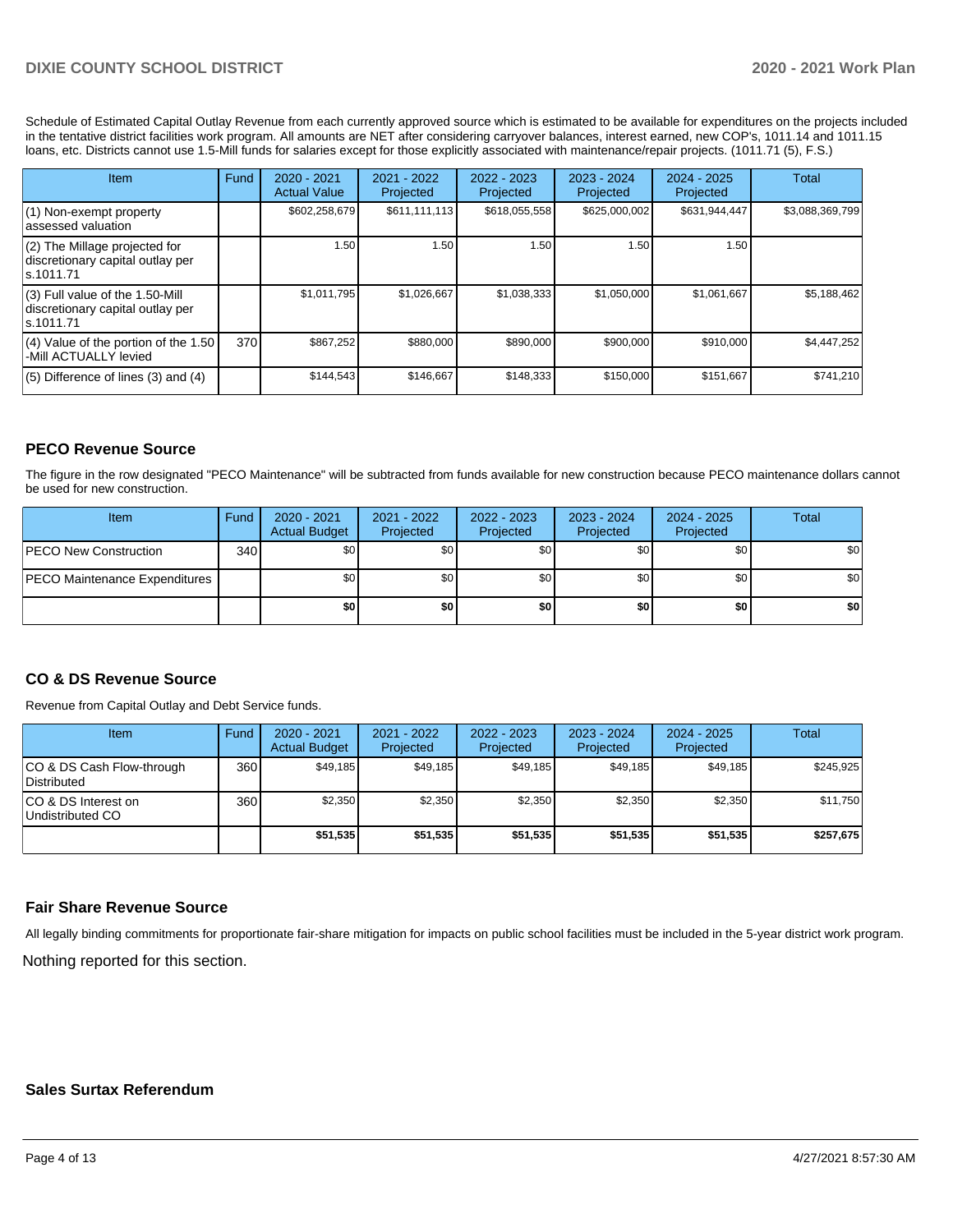Schedule of Estimated Capital Outlay Revenue from each currently approved source which is estimated to be available for expenditures on the projects included in the tentative district facilities work program. All amounts are NET after considering carryover balances, interest earned, new COP's, 1011.14 and 1011.15 loans, etc. Districts cannot use 1.5-Mill funds for salaries except for those explicitly associated with maintenance/repair projects. (1011.71 (5), F.S.)

| Item | Fund | 2020 - 2021 Actual Value | 2021 - 2022 Projected | 2022 - 2023 Projected | 2023 - 2024 Projected | 2024 - 2025 Projected | Total |
|---|---|---|---|---|---|---|---|
| (1) Non-exempt property assessed valuation | | $602,258,679 | $611,111,113 | $618,055,558 | $625,000,002 | $631,944,447 | $3,088,369,799 |
| (2) The Millage projected for discretionary capital outlay per s.1011.71 | | 1.50 | 1.50 | 1.50 | 1.50 | 1.50 | |
| (3) Full value of the 1.50-Mill discretionary capital outlay per s.1011.71 | | $1,011,795 | $1,026,667 | $1,038,333 | $1,050,000 | $1,061,667 | $5,188,462 |
| (4) Value of the portion of the 1.50 -Mill ACTUALLY levied | 370 | $867,252 | $880,000 | $890,000 | $900,000 | $910,000 | $4,447,252 |
| (5) Difference of lines (3) and (4) | | $144,543 | $146,667 | $148,333 | $150,000 | $151,667 | $741,210 |

## PECO Revenue Source

The figure in the row designated "PECO Maintenance" will be subtracted from funds available for new construction because PECO maintenance dollars cannot be used for new construction.

| Item | Fund | 2020 - 2021 Actual Budget | 2021 - 2022 Projected | 2022 - 2023 Projected | 2023 - 2024 Projected | 2024 - 2025 Projected | Total |
|---|---|---|---|---|---|---|---|
| PECO New Construction | 340 | $0 | $0 | $0 | $0 | $0 | $0 |
| PECO Maintenance Expenditures | | $0 | $0 | $0 | $0 | $0 | $0 |
| | | **$0** | **$0** | **$0** | **$0** | **$0** | **$0** |

## CO & DS Revenue Source

Revenue from Capital Outlay and Debt Service funds.

| Item | Fund | 2020 - 2021 Actual Budget | 2021 - 2022 Projected | 2022 - 2023 Projected | 2023 - 2024 Projected | 2024 - 2025 Projected | Total |
|---|---|---|---|---|---|---|---|
| CO & DS Cash Flow-through Distributed | 360 | $49,185 | $49,185 | $49,185 | $49,185 | $49,185 | $245,925 |
| CO & DS Interest on Undistributed CO | 360 | $2,350 | $2,350 | $2,350 | $2,350 | $2,350 | $11,750 |
| | | **$51,535** | **$51,535** | **$51,535** | **$51,535** | **$51,535** | **$257,675** |

## Fair Share Revenue Source

All legally binding commitments for proportionate fair-share mitigation for impacts on public school facilities must be included in the 5-year district work program.

Nothing reported for this section.

## Sales Surtax Referendum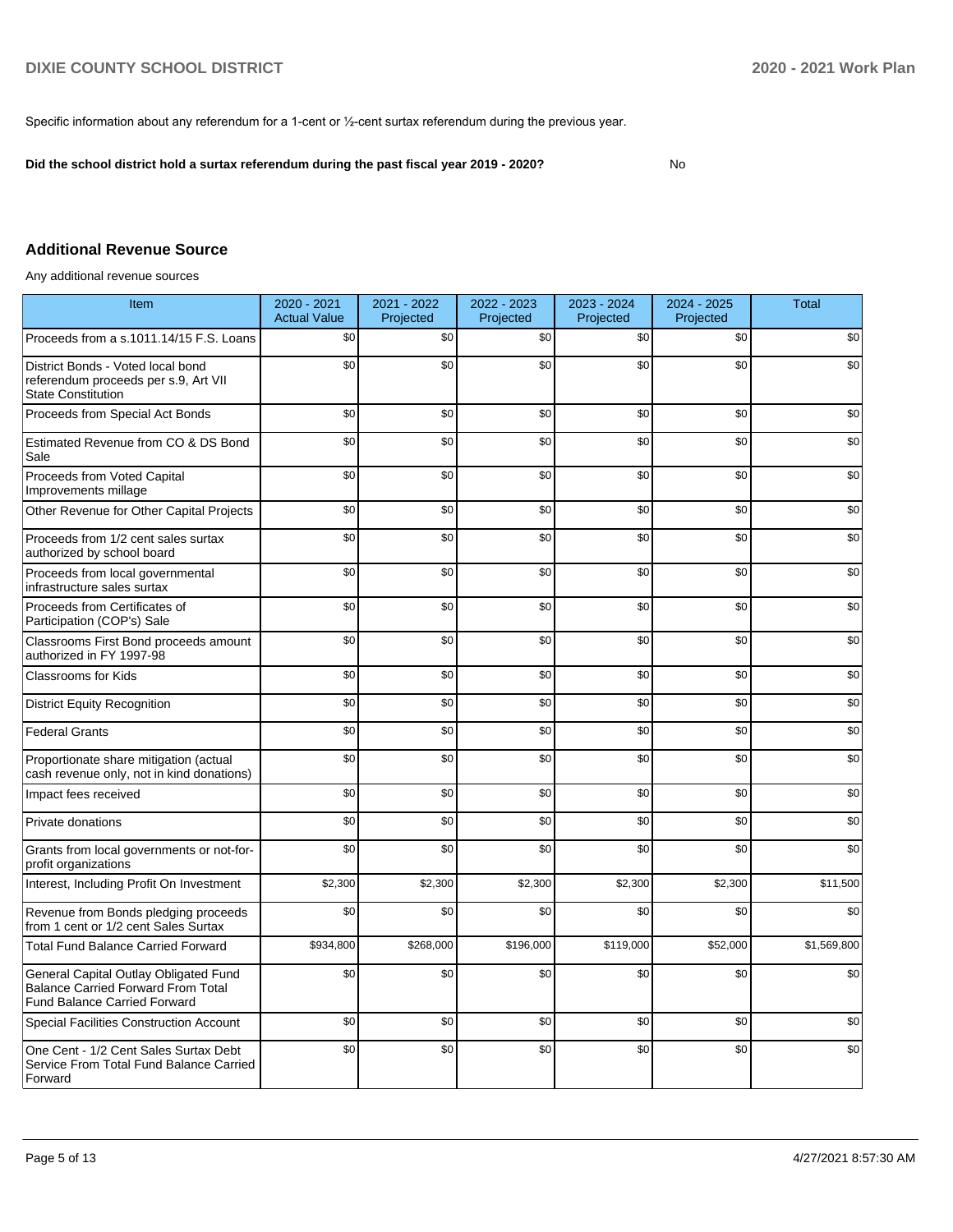Specific information about any referendum for a 1-cent or ½-cent surtax referendum during the previous year.

**Did the school district hold a surtax referendum during the past fiscal year 2019 - 2020?** No

## Additional Revenue Source

Any additional revenue sources

| Item | 2020 - 2021 Actual Value | 2021 - 2022 Projected | 2022 - 2023 Projected | 2023 - 2024 Projected | 2024 - 2025 Projected | Total |
|---|---|---|---|---|---|---|
| Proceeds from a s.1011.14/15 F.S. Loans | $0 | $0 | $0 | $0 | $0 | $0 |
| District Bonds - Voted local bond referendum proceeds per s.9, Art VII State Constitution | $0 | $0 | $0 | $0 | $0 | $0 |
| Proceeds from Special Act Bonds | $0 | $0 | $0 | $0 | $0 | $0 |
| Estimated Revenue from CO & DS Bond Sale | $0 | $0 | $0 | $0 | $0 | $0 |
| Proceeds from Voted Capital Improvements millage | $0 | $0 | $0 | $0 | $0 | $0 |
| Other Revenue for Other Capital Projects | $0 | $0 | $0 | $0 | $0 | $0 |
| Proceeds from 1/2 cent sales surtax authorized by school board | $0 | $0 | $0 | $0 | $0 | $0 |
| Proceeds from local governmental infrastructure sales surtax | $0 | $0 | $0 | $0 | $0 | $0 |
| Proceeds from Certificates of Participation (COP's) Sale | $0 | $0 | $0 | $0 | $0 | $0 |
| Classrooms First Bond proceeds amount authorized in FY 1997-98 | $0 | $0 | $0 | $0 | $0 | $0 |
| Classrooms for Kids | $0 | $0 | $0 | $0 | $0 | $0 |
| District Equity Recognition | $0 | $0 | $0 | $0 | $0 | $0 |
| Federal Grants | $0 | $0 | $0 | $0 | $0 | $0 |
| Proportionate share mitigation (actual cash revenue only, not in kind donations) | $0 | $0 | $0 | $0 | $0 | $0 |
| Impact fees received | $0 | $0 | $0 | $0 | $0 | $0 |
| Private donations | $0 | $0 | $0 | $0 | $0 | $0 |
| Grants from local governments or not-for-profit organizations | $0 | $0 | $0 | $0 | $0 | $0 |
| Interest, Including Profit On Investment | $2,300 | $2,300 | $2,300 | $2,300 | $2,300 | $11,500 |
| Revenue from Bonds pledging proceeds from 1 cent or 1/2 cent Sales Surtax | $0 | $0 | $0 | $0 | $0 | $0 |
| Total Fund Balance Carried Forward | $934,800 | $268,000 | $196,000 | $119,000 | $52,000 | $1,569,800 |
| General Capital Outlay Obligated Fund Balance Carried Forward From Total Fund Balance Carried Forward | $0 | $0 | $0 | $0 | $0 | $0 |
| Special Facilities Construction Account | $0 | $0 | $0 | $0 | $0 | $0 |
| One Cent - 1/2 Cent Sales Surtax Debt Service From Total Fund Balance Carried Forward | $0 | $0 | $0 | $0 | $0 | $0 |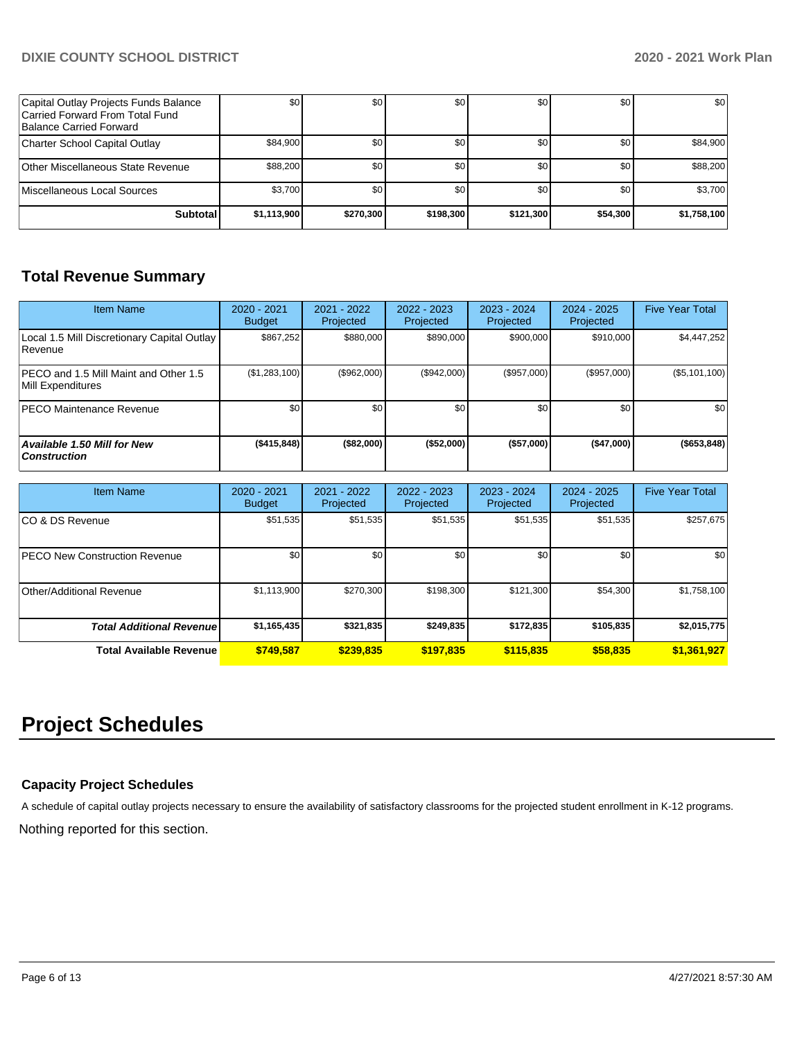| | | | | | | |
|---|---|---|---|---|---|---|
| Capital Outlay Projects Funds Balance Carried Forward From Total Fund Balance Carried Forward | $0 | $0 | $0 | $0 | $0 | $0 |
| Charter School Capital Outlay | $84,900 | $0 | $0 | $0 | $0 | $84,900 |
| Other Miscellaneous State Revenue | $88,200 | $0 | $0 | $0 | $0 | $88,200 |
| Miscellaneous Local Sources | $3,700 | $0 | $0 | $0 | $0 | $3,700 |
| **Subtotal** | **$1,113,900** | **$270,300** | **$198,300** | **$121,300** | **$54,300** | **$1,758,100** |

## Total Revenue Summary

| Item Name | 2020 - 2021 Budget | 2021 - 2022 Projected | 2022 - 2023 Projected | 2023 - 2024 Projected | 2024 - 2025 Projected | Five Year Total |
|---|---|---|---|---|---|---|
| Local 1.5 Mill Discretionary Capital Outlay Revenue | $867,252 | $880,000 | $890,000 | $900,000 | $910,000 | $4,447,252 |
| PECO and 1.5 Mill Maint and Other 1.5 Mill Expenditures | ($1,283,100) | ($962,000) | ($942,000) | ($957,000) | ($957,000) | ($5,101,100) |
| PECO Maintenance Revenue | $0 | $0 | $0 | $0 | $0 | $0 |
| ***Available 1.50 Mill for New Construction*** | **($415,848)** | **($82,000)** | **($52,000)** | **($57,000)** | **($47,000)** | **($653,848)** |

| Item Name | 2020 - 2021 Budget | 2021 - 2022 Projected | 2022 - 2023 Projected | 2023 - 2024 Projected | 2024 - 2025 Projected | Five Year Total |
|---|---|---|---|---|---|---|
| CO & DS Revenue | $51,535 | $51,535 | $51,535 | $51,535 | $51,535 | $257,675 |
| PECO New Construction Revenue | $0 | $0 | $0 | $0 | $0 | $0 |
| Other/Additional Revenue | $1,113,900 | $270,300 | $198,300 | $121,300 | $54,300 | $1,758,100 |
| ***Total Additional Revenue*** | **$1,165,435** | **$321,835** | **$249,835** | **$172,835** | **$105,835** | **$2,015,775** |
| **Total Available Revenue** | **$749,587** | **$239,835** | **$197,835** | **$115,835** | **$58,835** | **$1,361,927** |

# Project Schedules

### Capacity Project Schedules

A schedule of capital outlay projects necessary to ensure the availability of satisfactory classrooms for the projected student enrollment in K-12 programs.

Nothing reported for this section.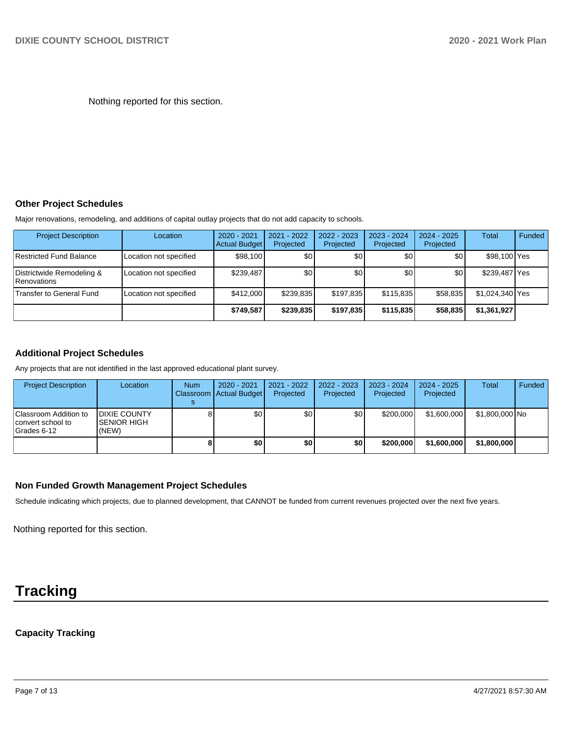Nothing reported for this section.

### Other Project Schedules

Major renovations, remodeling, and additions of capital outlay projects that do not add capacity to schools.

| Project Description | Location | 2020 - 2021 Actual Budget | 2021 - 2022 Projected | 2022 - 2023 Projected | 2023 - 2024 Projected | 2024 - 2025 Projected | Total | Funded |
|---|---|---|---|---|---|---|---|---|
| Restricted Fund Balance | Location not specified | $98,100 | $0 | $0 | $0 | $0 | $98,100 | Yes |
| Districtwide Remodeling & Renovations | Location not specified | $239,487 | $0 | $0 | $0 | $0 | $239,487 | Yes |
| Transfer to General Fund | Location not specified | $412,000 | $239,835 | $197,835 | $115,835 | $58,835 | $1,024,340 | Yes |
| | | **$749,587** | **$239,835** | **$197,835** | **$115,835** | **$58,835** | **$1,361,927** | |

### Additional Project Schedules

Any projects that are not identified in the last approved educational plant survey.

| Project Description | Location | Num Classrooms | 2020 - 2021 Actual Budget | 2021 - 2022 Projected | 2022 - 2023 Projected | 2023 - 2024 Projected | 2024 - 2025 Projected | Total | Funded |
|---|---|---|---|---|---|---|---|---|---|
| Classroom Addition to convert school to Grades 6-12 | DIXIE COUNTY SENIOR HIGH (NEW) | 8 | $0 | $0 | $0 | $200,000 | $1,600,000 | $1,800,000 | No |
| | | **8** | **$0** | **$0** | **$0** | **$200,000** | **$1,600,000** | **$1,800,000** | |

### Non Funded Growth Management Project Schedules

Schedule indicating which projects, due to planned development, that CANNOT be funded from current revenues projected over the next five years.

Nothing reported for this section.

# Tracking

### Capacity Tracking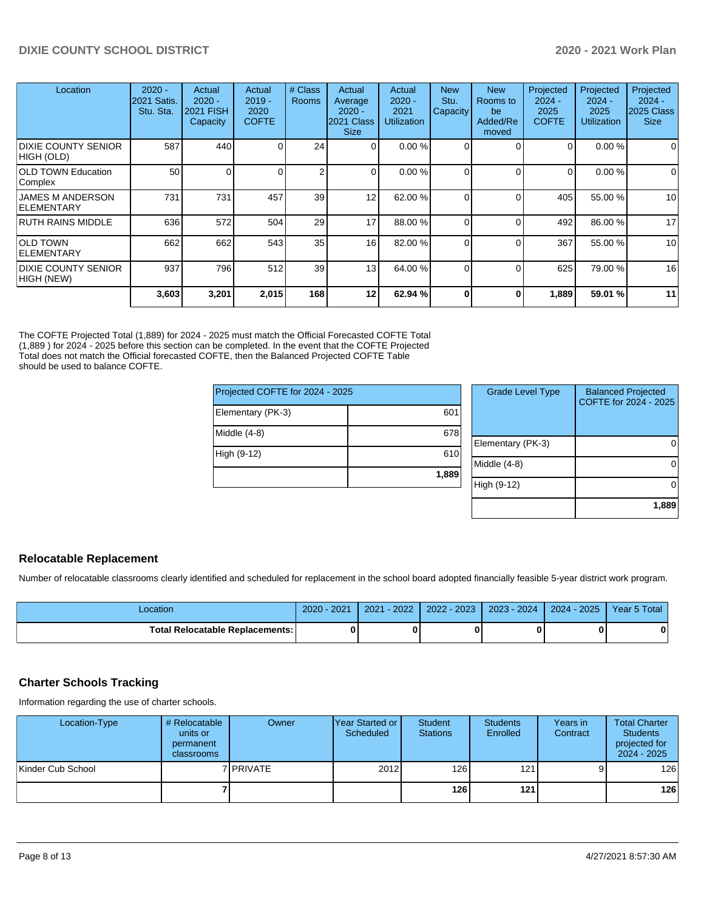| Location | 2020 - 2021 Satis. Stu. Sta. | Actual 2020 - 2021 FISH Capacity | Actual 2019 - 2020 COFTE | # Class Rooms | Actual Average 2020 - 2021 Class Size | Actual 2020 - 2021 Utilization | New Stu. Capacity | New Rooms to be Added/Removed | Projected 2024 - 2025 COFTE | Projected 2024 - 2025 Utilization | Projected 2024 - 2025 Class Size |
|---|---|---|---|---|---|---|---|---|---|---|---|
| DIXIE COUNTY SENIOR HIGH (OLD) | 587 | 440 | 0 | 24 | 0 | 0.00 % | 0 | 0 | 0 | 0.00 % | 0 |
| OLD TOWN Education Complex | 50 | 0 | 0 | 2 | 0 | 0.00 % | 0 | 0 | 0 | 0.00 % | 0 |
| JAMES M ANDERSON ELEMENTARY | 731 | 731 | 457 | 39 | 12 | 62.00 % | 0 | 0 | 405 | 55.00 % | 10 |
| RUTH RAINS MIDDLE | 636 | 572 | 504 | 29 | 17 | 88.00 % | 0 | 0 | 492 | 86.00 % | 17 |
| OLD TOWN ELEMENTARY | 662 | 662 | 543 | 35 | 16 | 82.00 % | 0 | 0 | 367 | 55.00 % | 10 |
| DIXIE COUNTY SENIOR HIGH (NEW) | 937 | 796 | 512 | 39 | 13 | 64.00 % | 0 | 0 | 625 | 79.00 % | 16 |
| | **3,603** | **3,201** | **2,015** | **168** | **12** | **62.94 %** | **0** | **0** | **1,889** | **59.01 %** | **11** |

The COFTE Projected Total (1,889) for 2024 - 2025 must match the Official Forecasted COFTE Total (1,889 ) for 2024 - 2025 before this section can be completed. In the event that the COFTE Projected Total does not match the Official forecasted COFTE, then the Balanced Projected COFTE Table should be used to balance COFTE.

| Projected COFTE for 2024 - 2025 | |
|---|---|
| Elementary (PK-3) | 601 |
| Middle (4-8) | 678 |
| High (9-12) | 610 |
| | **1,889** |

| Grade Level Type | Balanced Projected COFTE for 2024 - 2025 |
|---|---|
| Elementary (PK-3) | 0 |
| Middle (4-8) | 0 |
| High (9-12) | 0 |
| | **1,889** |

## Relocatable Replacement

Number of relocatable classrooms clearly identified and scheduled for replacement in the school board adopted financially feasible 5-year district work program.

| Location | 2020 - 2021 | 2021 - 2022 | 2022 - 2023 | 2023 - 2024 | 2024 - 2025 | Year 5 Total |
|---|---|---|---|---|---|---|
| **Total Relocatable Replacements:** | **0** | **0** | **0** | **0** | **0** | **0** |

## Charter Schools Tracking

Information regarding the use of charter schools.

| Location-Type | # Relocatable units or permanent classrooms | Owner | Year Started or Scheduled | Student Stations | Students Enrolled | Years in Contract | Total Charter Students projected for 2024 - 2025 |
|---|---|---|---|---|---|---|---|
| Kinder Cub School | 7 | PRIVATE | 2012 | 126 | 121 | 9 | 126 |
| | **7** | | | **126** | **121** | | **126** |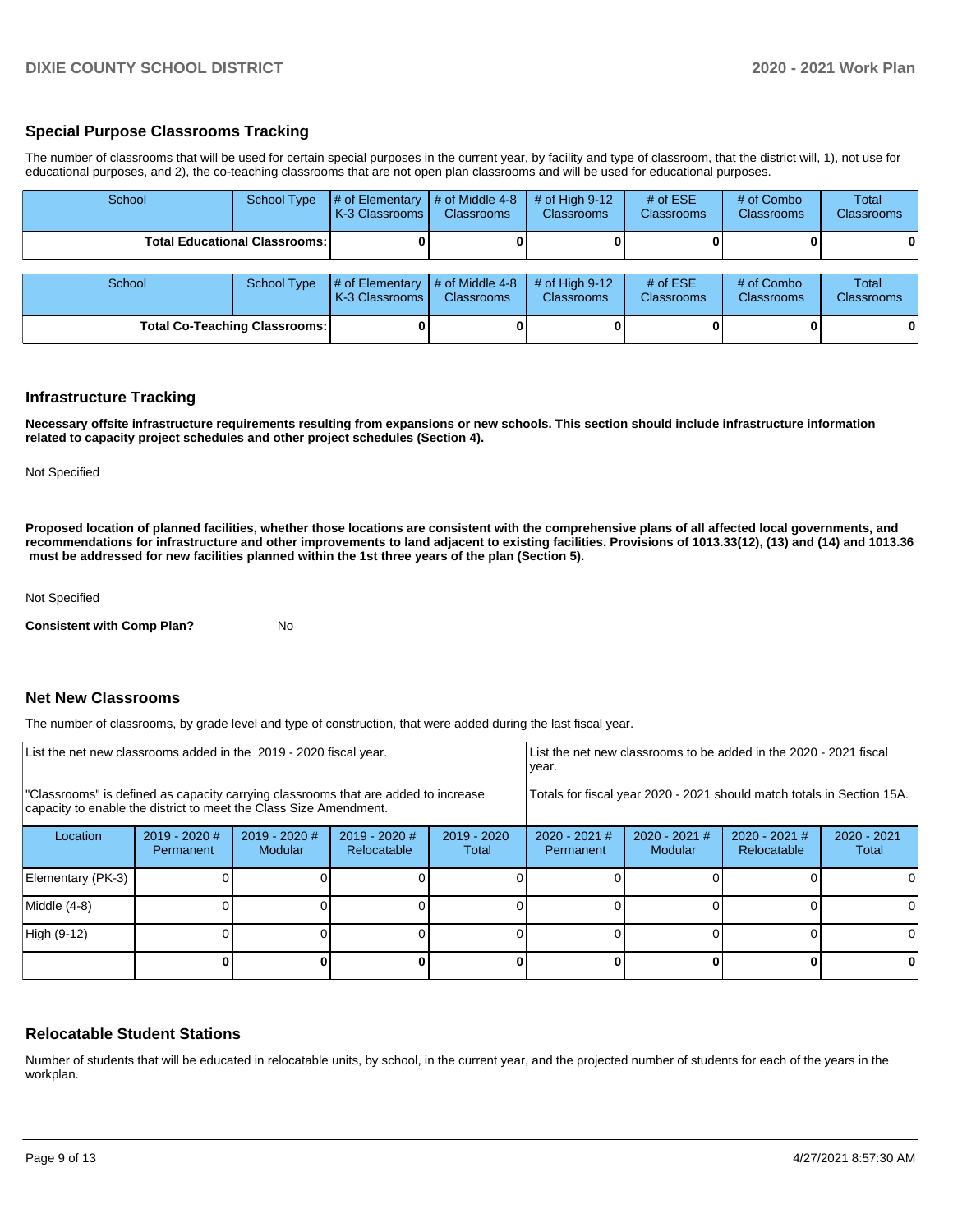## Special Purpose Classrooms Tracking

The number of classrooms that will be used for certain special purposes in the current year, by facility and type of classroom, that the district will, 1), not use for educational purposes, and 2), the co-teaching classrooms that are not open plan classrooms and will be used for educational purposes.

| School | School Type | # of Elementary K-3 Classrooms | # of Middle 4-8 Classrooms | # of High 9-12 Classrooms | # of ESE Classrooms | # of Combo Classrooms | Total Classrooms |
|---|---|---|---|---|---|---|---|
| **Total Educational Classrooms:** | | **0** | **0** | **0** | **0** | **0** | **0** |

| School | School Type | # of Elementary K-3 Classrooms | # of Middle 4-8 Classrooms | # of High 9-12 Classrooms | # of ESE Classrooms | # of Combo Classrooms | Total Classrooms |
|---|---|---|---|---|---|---|---|
| **Total Co-Teaching Classrooms:** | | **0** | **0** | **0** | **0** | **0** | **0** |

## Infrastructure Tracking

**Necessary offsite infrastructure requirements resulting from expansions or new schools. This section should include infrastructure information related to capacity project schedules and other project schedules (Section 4).**

Not Specified

**Proposed location of planned facilities, whether those locations are consistent with the comprehensive plans of all affected local governments, and recommendations for infrastructure and other improvements to land adjacent to existing facilities. Provisions of 1013.33(12), (13) and (14) and 1013.36 must be addressed for new facilities planned within the 1st three years of the plan (Section 5).**

Not Specified

**Consistent with Comp Plan?** No

## Net New Classrooms

The number of classrooms, by grade level and type of construction, that were added during the last fiscal year.

| List the net new classrooms added in the 2019 - 2020 fiscal year. | | | | List the net new classrooms to be added in the 2020 - 2021 fiscal year. | | | |
|---|---|---|---|---|---|---|---|
| "Classrooms" is defined as capacity carrying classrooms that are added to increase capacity to enable the district to meet the Class Size Amendment. | | | | Totals for fiscal year 2020 - 2021 should match totals in Section 15A. | | | |
| **Location** | **2019 - 2020 # Permanent** | **2019 - 2020 # Modular** | **2019 - 2020 # Relocatable** | **2019 - 2020 Total** | **2020 - 2021 # Permanent** | **2020 - 2021 # Modular** | **2020 - 2021 # Relocatable** | **2020 - 2021 Total** |
| Elementary (PK-3) | 0 | 0 | 0 | 0 | 0 | 0 | 0 | 0 |
| Middle (4-8) | 0 | 0 | 0 | 0 | 0 | 0 | 0 | 0 |
| High (9-12) | 0 | 0 | 0 | 0 | 0 | 0 | 0 | 0 |
| | **0** | **0** | **0** | **0** | **0** | **0** | **0** | **0** |

## Relocatable Student Stations

Number of students that will be educated in relocatable units, by school, in the current year, and the projected number of students for each of the years in the workplan.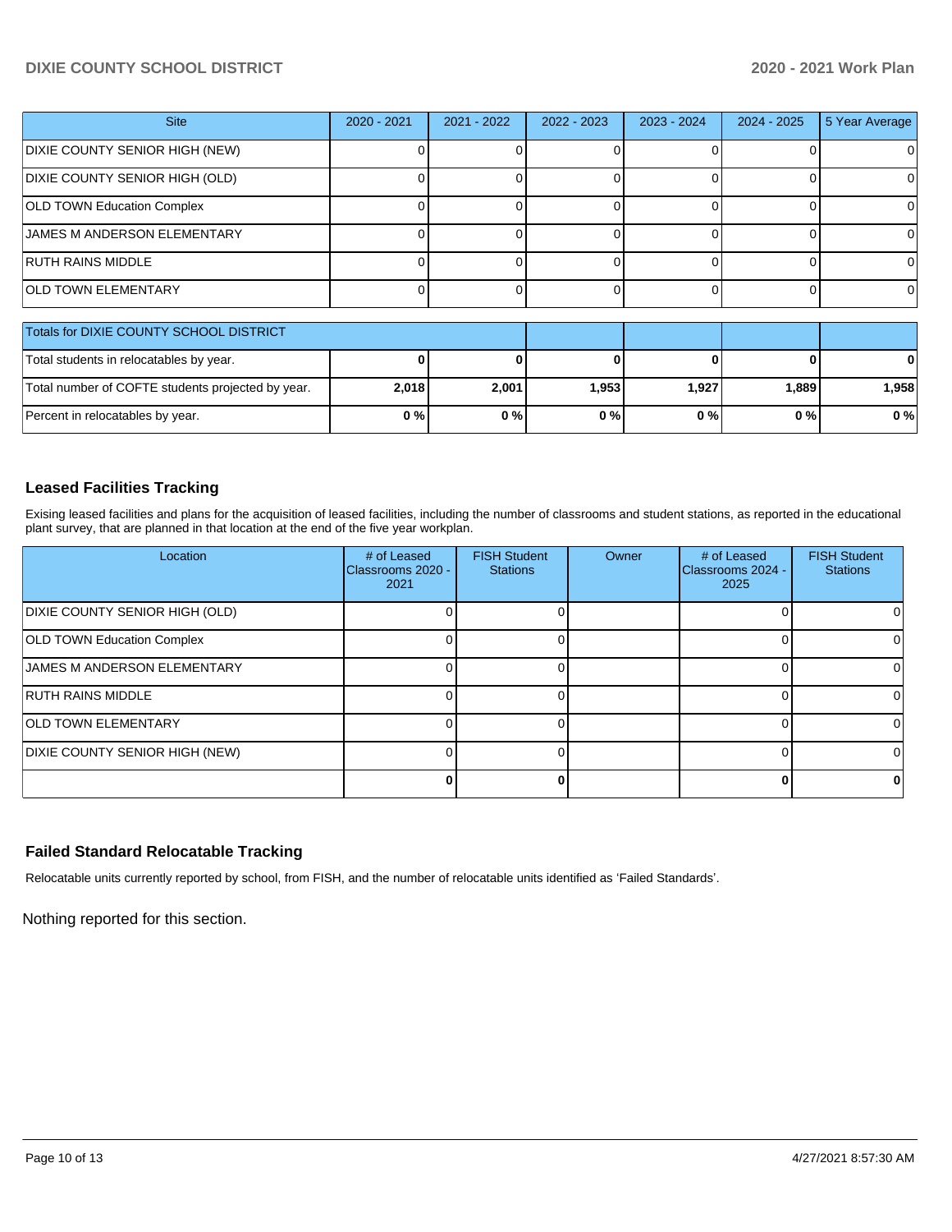| Site | 2020 - 2021 | 2021 - 2022 | 2022 - 2023 | 2023 - 2024 | 2024 - 2025 | 5 Year Average |
|---|---|---|---|---|---|---|
| DIXIE COUNTY SENIOR HIGH (NEW) | 0 | 0 | 0 | 0 | 0 | 0 |
| DIXIE COUNTY SENIOR HIGH (OLD) | 0 | 0 | 0 | 0 | 0 | 0 |
| OLD TOWN Education Complex | 0 | 0 | 0 | 0 | 0 | 0 |
| JAMES M ANDERSON ELEMENTARY | 0 | 0 | 0 | 0 | 0 | 0 |
| RUTH RAINS MIDDLE | 0 | 0 | 0 | 0 | 0 | 0 |
| OLD TOWN ELEMENTARY | 0 | 0 | 0 | 0 | 0 | 0 |

| Totals for DIXIE COUNTY SCHOOL DISTRICT | | | | | | |
|---|---|---|---|---|---|---|
| Total students in relocatables by year. | **0** | **0** | **0** | **0** | **0** | **0** |
| Total number of COFTE students projected by year. | **2,018** | **2,001** | **1,953** | **1,927** | **1,889** | **1,958** |
| Percent in relocatables by year. | **0 %** | **0 %** | **0 %** | **0 %** | **0 %** | **0 %** |

## Leased Facilities Tracking

Exising leased facilities and plans for the acquisition of leased facilities, including the number of classrooms and student stations, as reported in the educational plant survey, that are planned in that location at the end of the five year workplan.

| Location | # of Leased Classrooms 2020 - 2021 | FISH Student Stations | Owner | # of Leased Classrooms 2024 - 2025 | FISH Student Stations |
|---|---|---|---|---|---|
| DIXIE COUNTY SENIOR HIGH (OLD) | 0 | 0 | | 0 | 0 |
| OLD TOWN Education Complex | 0 | 0 | | 0 | 0 |
| JAMES M ANDERSON ELEMENTARY | 0 | 0 | | 0 | 0 |
| RUTH RAINS MIDDLE | 0 | 0 | | 0 | 0 |
| OLD TOWN ELEMENTARY | 0 | 0 | | 0 | 0 |
| DIXIE COUNTY SENIOR HIGH (NEW) | 0 | 0 | | 0 | 0 |
| | **0** | **0** | | **0** | **0** |

## Failed Standard Relocatable Tracking

Relocatable units currently reported by school, from FISH, and the number of relocatable units identified as 'Failed Standards'.

Nothing reported for this section.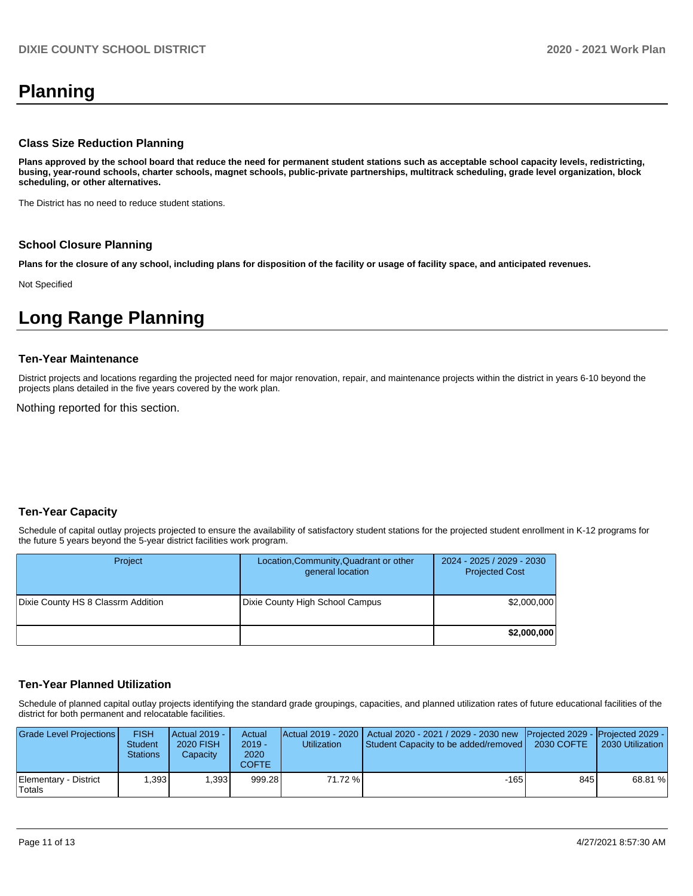# Planning

### Class Size Reduction Planning

**Plans approved by the school board that reduce the need for permanent student stations such as acceptable school capacity levels, redistricting, busing, year-round schools, charter schools, magnet schools, public-private partnerships, multitrack scheduling, grade level organization, block scheduling, or other alternatives.**

The District has no need to reduce student stations.

### School Closure Planning

**Plans for the closure of any school, including plans for disposition of the facility or usage of facility space, and anticipated revenues.**

Not Specified

# Long Range Planning

### Ten-Year Maintenance

District projects and locations regarding the projected need for major renovation, repair, and maintenance projects within the district in years 6-10 beyond the projects plans detailed in the five years covered by the work plan.

Nothing reported for this section.

### Ten-Year Capacity

Schedule of capital outlay projects projected to ensure the availability of satisfactory student stations for the projected student enrollment in K-12 programs for the future 5 years beyond the 5-year district facilities work program.

| Project | Location,Community,Quadrant or other general location | 2024 - 2025 / 2029 - 2030 Projected Cost |
|---|---|---|
| Dixie County HS 8 Classrm Addition | Dixie County High School Campus | $2,000,000 |
| | | **$2,000,000** |

### Ten-Year Planned Utilization

Schedule of planned capital outlay projects identifying the standard grade groupings, capacities, and planned utilization rates of future educational facilities of the district for both permanent and relocatable facilities.

| Grade Level Projections | FISH Student Stations | Actual 2019 - 2020 FISH Capacity | Actual 2019 - 2020 COFTE | Actual 2019 - 2020 Utilization | Actual 2020 - 2021 / 2029 - 2030 new Student Capacity to be added/removed | Projected 2029 - 2030 COFTE | Projected 2029 - 2030 Utilization |
|---|---|---|---|---|---|---|---|
| Elementary - District Totals | 1,393 | 1,393 | 999.28 | 71.72 % | -165 | 845 | 68.81 % |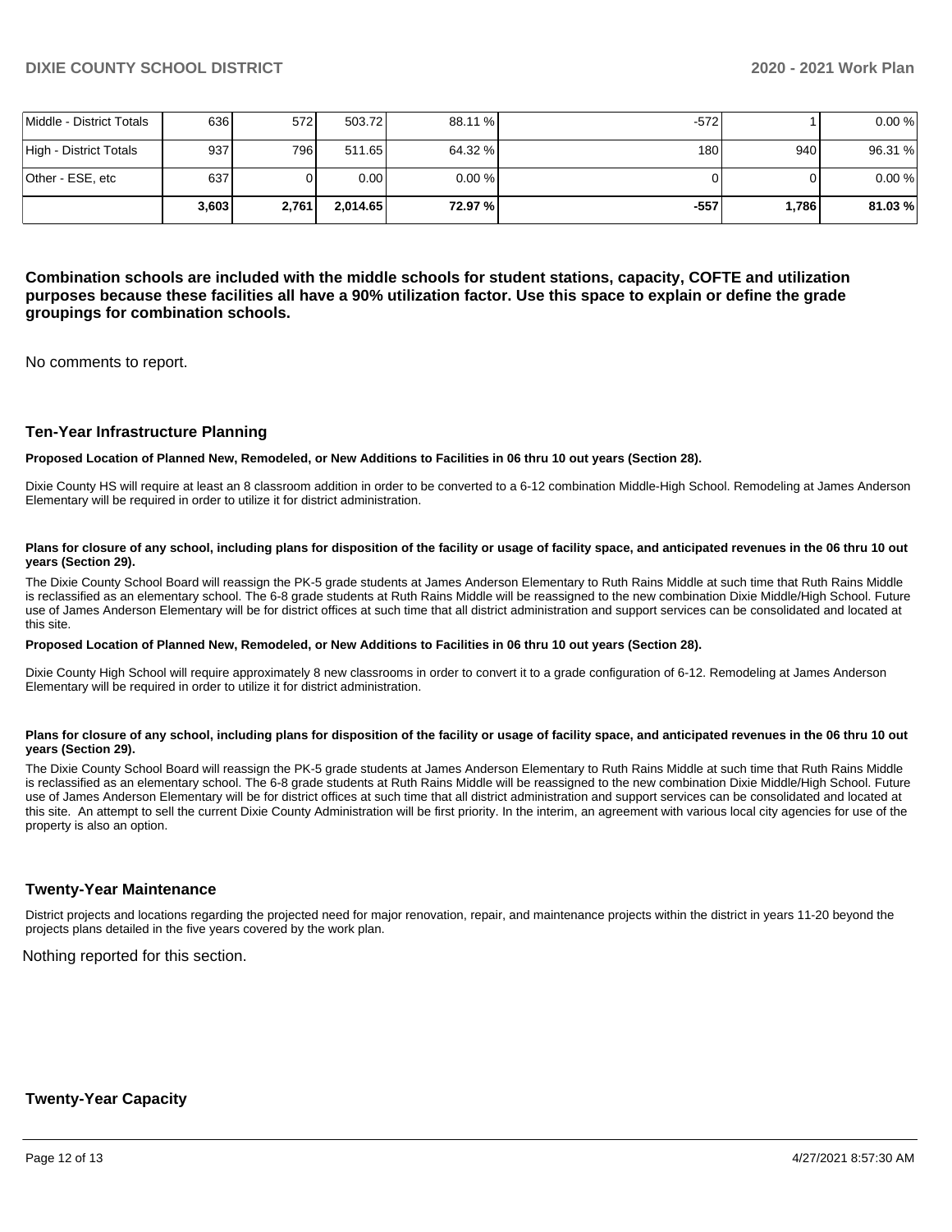| | | | | | | | |
|---|---|---|---|---|---|---|---|
| Middle - District Totals | 636 | 572 | 503.72 | 88.11 % | -572 | 1 | 0.00 % |
| High - District Totals | 937 | 796 | 511.65 | 64.32 % | 180 | 940 | 96.31 % |
| Other - ESE, etc | 637 | 0 | 0.00 | 0.00 % | 0 | 0 | 0.00 % |
| | **3,603** | **2,761** | **2,014.65** | **72.97 %** | **-557** | **1,786** | **81.03 %** |

**Combination schools are included with the middle schools for student stations, capacity, COFTE and utilization purposes because these facilities all have a 90% utilization factor. Use this space to explain or define the grade groupings for combination schools.**

No comments to report.

### Ten-Year Infrastructure Planning

**Proposed Location of Planned New, Remodeled, or New Additions to Facilities in 06 thru 10 out years (Section 28).**

Dixie County HS will require at least an 8 classroom addition in order to be converted to a 6-12 combination Middle-High School. Remodeling at James Anderson Elementary will be required in order to utilize it for district administration.

**Plans for closure of any school, including plans for disposition of the facility or usage of facility space, and anticipated revenues in the 06 thru 10 out years (Section 29).**

The Dixie County School Board will reassign the PK-5 grade students at James Anderson Elementary to Ruth Rains Middle at such time that Ruth Rains Middle is reclassified as an elementary school. The 6-8 grade students at Ruth Rains Middle will be reassigned to the new combination Dixie Middle/High School. Future use of James Anderson Elementary will be for district offices at such time that all district administration and support services can be consolidated and located at this site.

**Proposed Location of Planned New, Remodeled, or New Additions to Facilities in 06 thru 10 out years (Section 28).**

Dixie County High School will require approximately 8 new classrooms in order to convert it to a grade configuration of 6-12. Remodeling at James Anderson Elementary will be required in order to utilize it for district administration.

**Plans for closure of any school, including plans for disposition of the facility or usage of facility space, and anticipated revenues in the 06 thru 10 out years (Section 29).**

The Dixie County School Board will reassign the PK-5 grade students at James Anderson Elementary to Ruth Rains Middle at such time that Ruth Rains Middle is reclassified as an elementary school. The 6-8 grade students at Ruth Rains Middle will be reassigned to the new combination Dixie Middle/High School. Future use of James Anderson Elementary will be for district offices at such time that all district administration and support services can be consolidated and located at this site. An attempt to sell the current Dixie County Administration will be first priority. In the interim, an agreement with various local city agencies for use of the property is also an option.

### Twenty-Year Maintenance

District projects and locations regarding the projected need for major renovation, repair, and maintenance projects within the district in years 11-20 beyond the projects plans detailed in the five years covered by the work plan.

Nothing reported for this section.

### Twenty-Year Capacity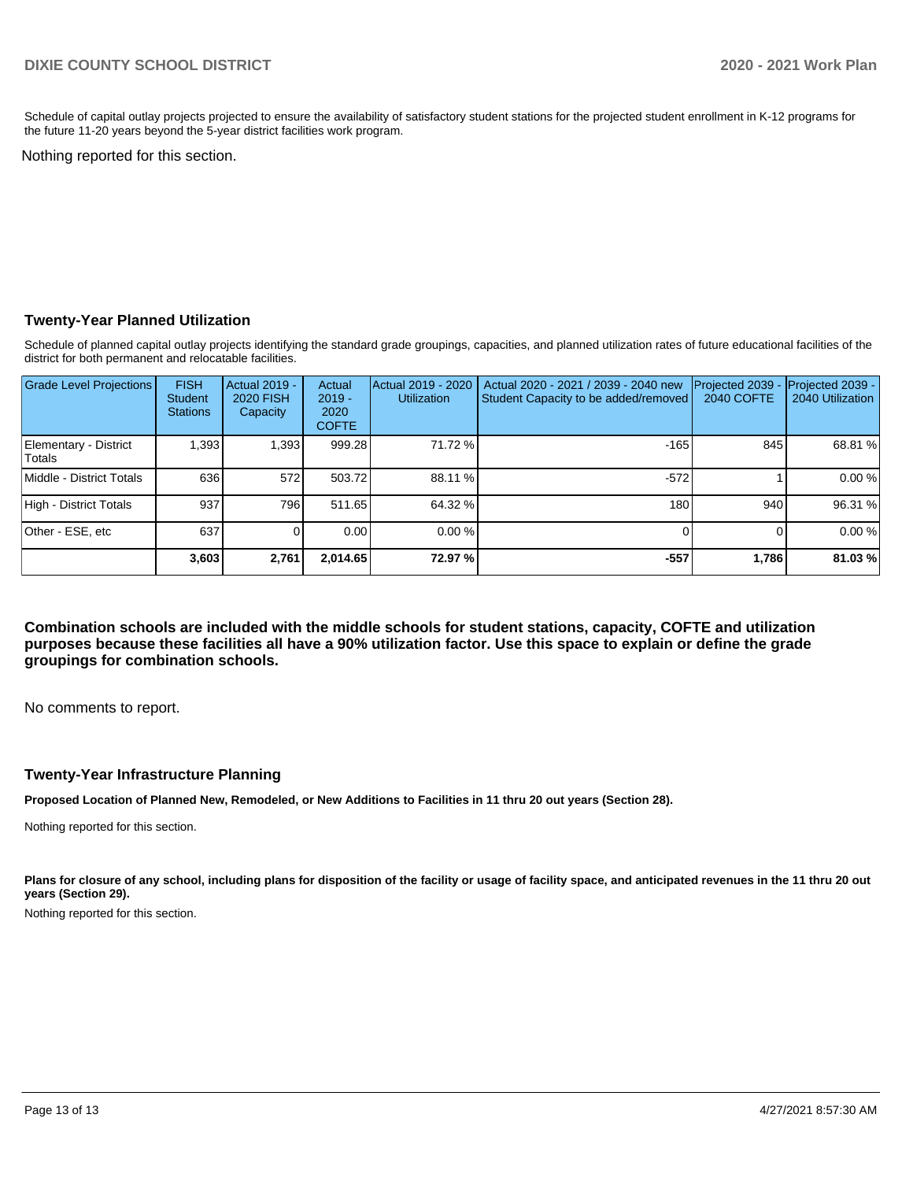Schedule of capital outlay projects projected to ensure the availability of satisfactory student stations for the projected student enrollment in K-12 programs for the future 11-20 years beyond the 5-year district facilities work program.

Nothing reported for this section.

## Twenty-Year Planned Utilization

Schedule of planned capital outlay projects identifying the standard grade groupings, capacities, and planned utilization rates of future educational facilities of the district for both permanent and relocatable facilities.

| Grade Level Projections | FISH Student Stations | Actual 2019 - 2020 FISH Capacity | Actual 2019 - 2020 COFTE | Actual 2019 - 2020 Utilization | Actual 2020 - 2021 / 2039 - 2040 new Student Capacity to be added/removed | Projected 2039 - 2040 COFTE | Projected 2039 - 2040 Utilization |
|---|---|---|---|---|---|---|---|
| Elementary - District Totals | 1,393 | 1,393 | 999.28 | 71.72 % | -165 | 845 | 68.81 % |
| Middle - District Totals | 636 | 572 | 503.72 | 88.11 % | -572 | 1 | 0.00 % |
| High - District Totals | 937 | 796 | 511.65 | 64.32 % | 180 | 940 | 96.31 % |
| Other - ESE, etc | 637 | 0 | 0.00 | 0.00 % | 0 | 0 | 0.00 % |
| | **3,603** | **2,761** | **2,014.65** | **72.97 %** | **-557** | **1,786** | **81.03 %** |

**Combination schools are included with the middle schools for student stations, capacity, COFTE and utilization purposes because these facilities all have a 90% utilization factor. Use this space to explain or define the grade groupings for combination schools.**

No comments to report.

## Twenty-Year Infrastructure Planning

**Proposed Location of Planned New, Remodeled, or New Additions to Facilities in 11 thru 20 out years (Section 28).**

Nothing reported for this section.

**Plans for closure of any school, including plans for disposition of the facility or usage of facility space, and anticipated revenues in the 11 thru 20 out years (Section 29).**

Nothing reported for this section.